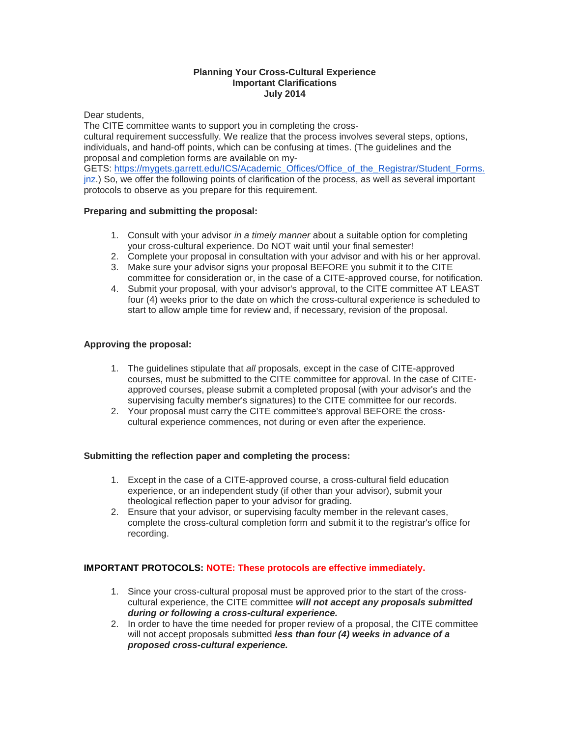**Planning Your Cross-Cultural Experience**
**Important Clarifications**
**July 2014**

Dear students,
The CITE committee wants to support you in completing the cross-cultural requirement successfully. We realize that the process involves several steps, options, individuals, and hand-off points, which can be confusing at times. (The guidelines and the proposal and completion forms are available on my-GETS: [https://mygets.garrett.edu/ICS/Academic_Offices/Office_of_the_Registrar/Student_Forms.jnz](https://mygets.garrett.edu/ICS/Academic_Offices/Office_of_the_Registrar/Student_Forms.jnz).) So, we offer the following points of clarification of the process, as well as several important protocols to observe as you prepare for this requirement.

**Preparing and submitting the proposal:**

1. Consult with your advisor *in a timely manner* about a suitable option for completing your cross-cultural experience. Do NOT wait until your final semester!
2. Complete your proposal in consultation with your advisor and with his or her approval.
3. Make sure your advisor signs your proposal BEFORE you submit it to the CITE committee for consideration or, in the case of a CITE-approved course, for notification.
4. Submit your proposal, with your advisor's approval, to the CITE committee AT LEAST four (4) weeks prior to the date on which the cross-cultural experience is scheduled to start to allow ample time for review and, if necessary, revision of the proposal.

**Approving the proposal:**

1. The guidelines stipulate that *all* proposals, except in the case of CITE-approved courses, must be submitted to the CITE committee for approval. In the case of CITE-approved courses, please submit a completed proposal (with your advisor's and the supervising faculty member's signatures) to the CITE committee for our records.
2. Your proposal must carry the CITE committee's approval BEFORE the cross-cultural experience commences, not during or even after the experience.

**Submitting the reflection paper and completing the process:**

1. Except in the case of a CITE-approved course, a cross-cultural field education experience, or an independent study (if other than your advisor), submit your theological reflection paper to your advisor for grading.
2. Ensure that your advisor, or supervising faculty member in the relevant cases, complete the cross-cultural completion form and submit it to the registrar's office for recording.

**IMPORTANT PROTOCOLS:** **NOTE: These protocols are effective immediately.**

1. Since your cross-cultural proposal must be approved prior to the start of the cross-cultural experience, the CITE committee ***will not accept any proposals submitted during or following a cross-cultural experience.***
2. In order to have the time needed for proper review of a proposal, the CITE committee will not accept proposals submitted ***less than four (4) weeks in advance of a proposed cross-cultural experience.***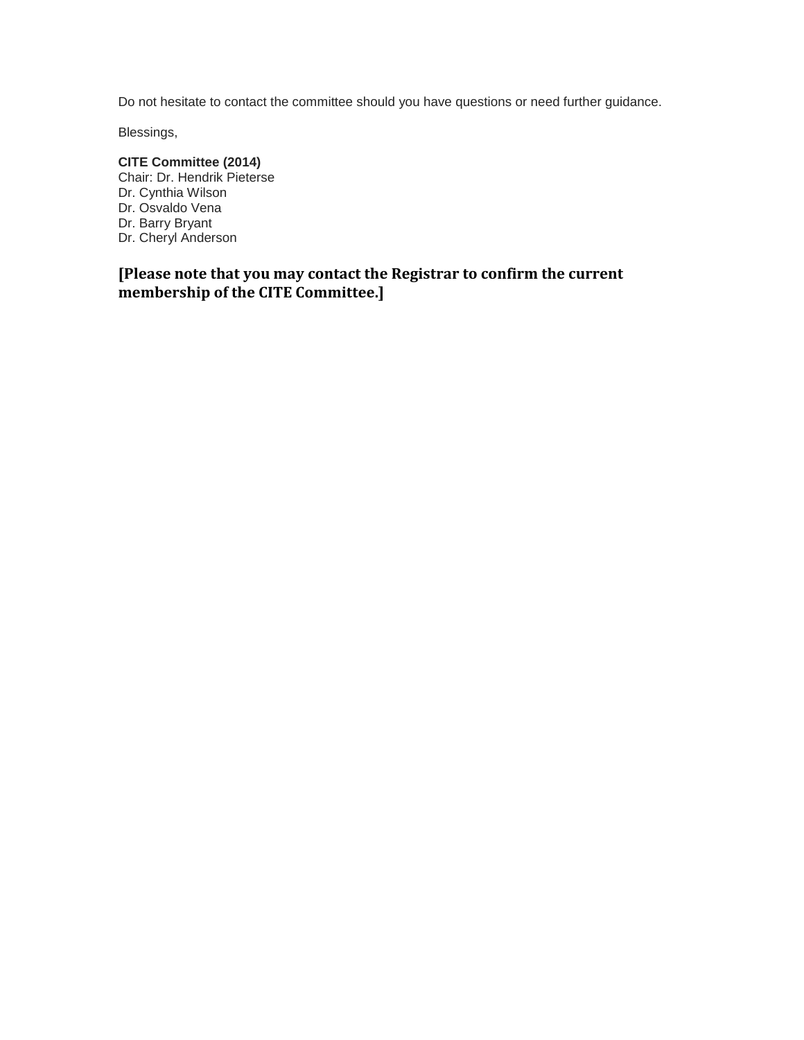Do not hesitate to contact the committee should you have questions or need further guidance.

Blessings,

**CITE Committee (2014)**
Chair: Dr. Hendrik Pieterse
Dr. Cynthia Wilson
Dr. Osvaldo Vena
Dr. Barry Bryant
Dr. Cheryl Anderson

**[Please note that you may contact the Registrar to confirm the current membership of the CITE Committee.]**